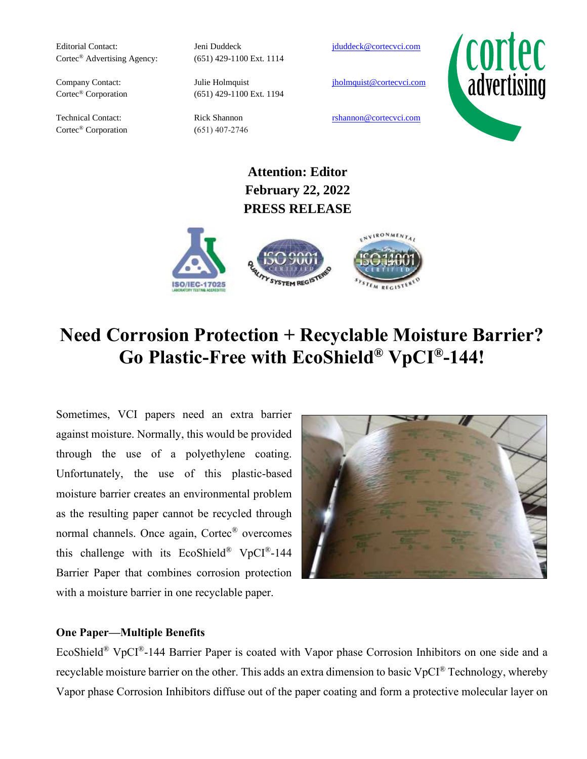| | | |
|---|---|---|
| Editorial Contact:<br>Cortec® Advertising Agency: | Jeni Duddeck<br>(651) 429-1100 Ext. 1114 | jduddeck@cortecvci.com |
| Company Contact:<br>Cortec® Corporation | Julie Holmquist<br>(651) 429-1100 Ext. 1194 | jholmquist@cortecvci.com |
| Technical Contact:<br>Cortec® Corporation | Rick Shannon<br>(651) 407-2746 | rshannon@cortecvci.com |

**Attention: Editor**
**February 22, 2022**
**PRESS RELEASE**

# Need Corrosion Protection + Recyclable Moisture Barrier? Go Plastic-Free with EcoShield® VpCI®-144!

Sometimes, VCI papers need an extra barrier against moisture. Normally, this would be provided through the use of a polyethylene coating. Unfortunately, the use of this plastic-based moisture barrier creates an environmental problem as the resulting paper cannot be recycled through normal channels. Once again, Cortec® overcomes this challenge with its EcoShield® VpCI®-144 Barrier Paper that combines corrosion protection with a moisture barrier in one recyclable paper.

**One Paper—Multiple Benefits**

EcoShield® VpCI®-144 Barrier Paper is coated with Vapor phase Corrosion Inhibitors on one side and a recyclable moisture barrier on the other. This adds an extra dimension to basic VpCI® Technology, whereby Vapor phase Corrosion Inhibitors diffuse out of the paper coating and form a protective molecular layer on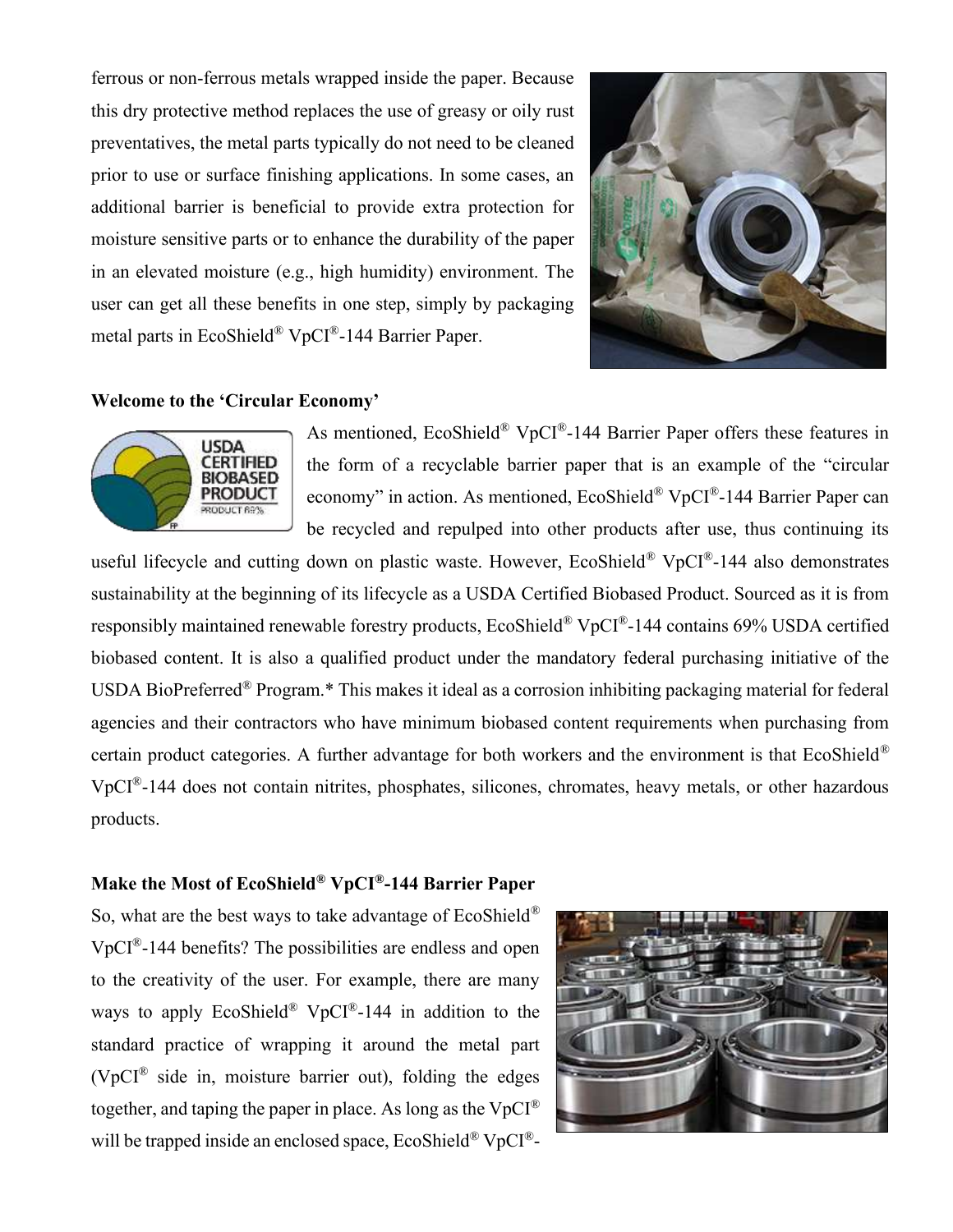ferrous or non-ferrous metals wrapped inside the paper. Because this dry protective method replaces the use of greasy or oily rust preventatives, the metal parts typically do not need to be cleaned prior to use or surface finishing applications. In some cases, an additional barrier is beneficial to provide extra protection for moisture sensitive parts or to enhance the durability of the paper in an elevated moisture (e.g., high humidity) environment. The user can get all these benefits in one step, simply by packaging metal parts in EcoShield® VpCI®-144 Barrier Paper.

**Welcome to the 'Circular Economy'**

As mentioned, EcoShield® VpCI®-144 Barrier Paper offers these features in the form of a recyclable barrier paper that is an example of the "circular economy" in action. As mentioned, EcoShield® VpCI®-144 Barrier Paper can be recycled and repulped into other products after use, thus continuing its useful lifecycle and cutting down on plastic waste. However, EcoShield® VpCI®-144 also demonstrates sustainability at the beginning of its lifecycle as a USDA Certified Biobased Product. Sourced as it is from responsibly maintained renewable forestry products, EcoShield® VpCI®-144 contains 69% USDA certified biobased content. It is also a qualified product under the mandatory federal purchasing initiative of the USDA BioPreferred® Program.* This makes it ideal as a corrosion inhibiting packaging material for federal agencies and their contractors who have minimum biobased content requirements when purchasing from certain product categories. A further advantage for both workers and the environment is that EcoShield® VpCI®-144 does not contain nitrites, phosphates, silicones, chromates, heavy metals, or other hazardous products.

**Make the Most of EcoShield® VpCI®-144 Barrier Paper**

So, what are the best ways to take advantage of EcoShield® VpCI®-144 benefits? The possibilities are endless and open to the creativity of the user. For example, there are many ways to apply EcoShield® VpCI®-144 in addition to the standard practice of wrapping it around the metal part (VpCI® side in, moisture barrier out), folding the edges together, and taping the paper in place. As long as the VpCI® will be trapped inside an enclosed space, EcoShield® VpCI®-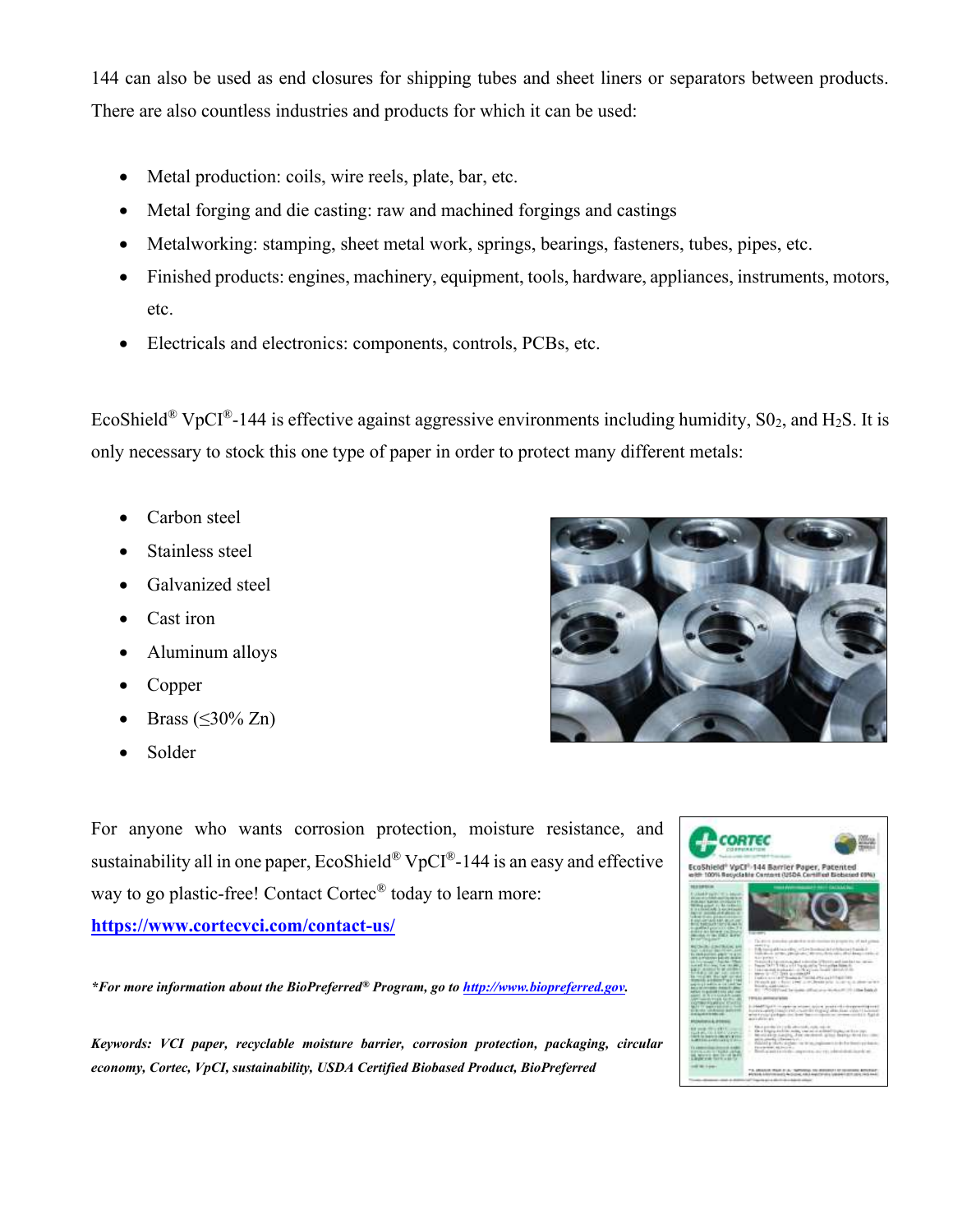144 can also be used as end closures for shipping tubes and sheet liners or separators between products. There are also countless industries and products for which it can be used:

- Metal production: coils, wire reels, plate, bar, etc.
- Metal forging and die casting: raw and machined forgings and castings
- Metalworking: stamping, sheet metal work, springs, bearings, fasteners, tubes, pipes, etc.
- Finished products: engines, machinery, equipment, tools, hardware, appliances, instruments, motors, etc.
- Electricals and electronics: components, controls, PCBs, etc.

EcoShield® VpCI®-144 is effective against aggressive environments including humidity, $S0_2$, and $H_2S$. It is only necessary to stock this one type of paper in order to protect many different metals:

- Carbon steel
- Stainless steel
- Galvanized steel
- Cast iron
- Aluminum alloys
- Copper
- Brass (≤30% Zn)
- Solder

For anyone who wants corrosion protection, moisture resistance, and sustainability all in one paper, EcoShield® VpCI®-144 is an easy and effective way to go plastic-free! Contact Cortec® today to learn more: **https://www.cortecvci.com/contact-us/**

***For more information about the BioPreferred® Program, go to http://www.biopreferred.gov.***

***Keywords: VCI paper, recyclable moisture barrier, corrosion protection, packaging, circular economy, Cortec, VpCI, sustainability, USDA Certified Biobased Product, BioPreferred***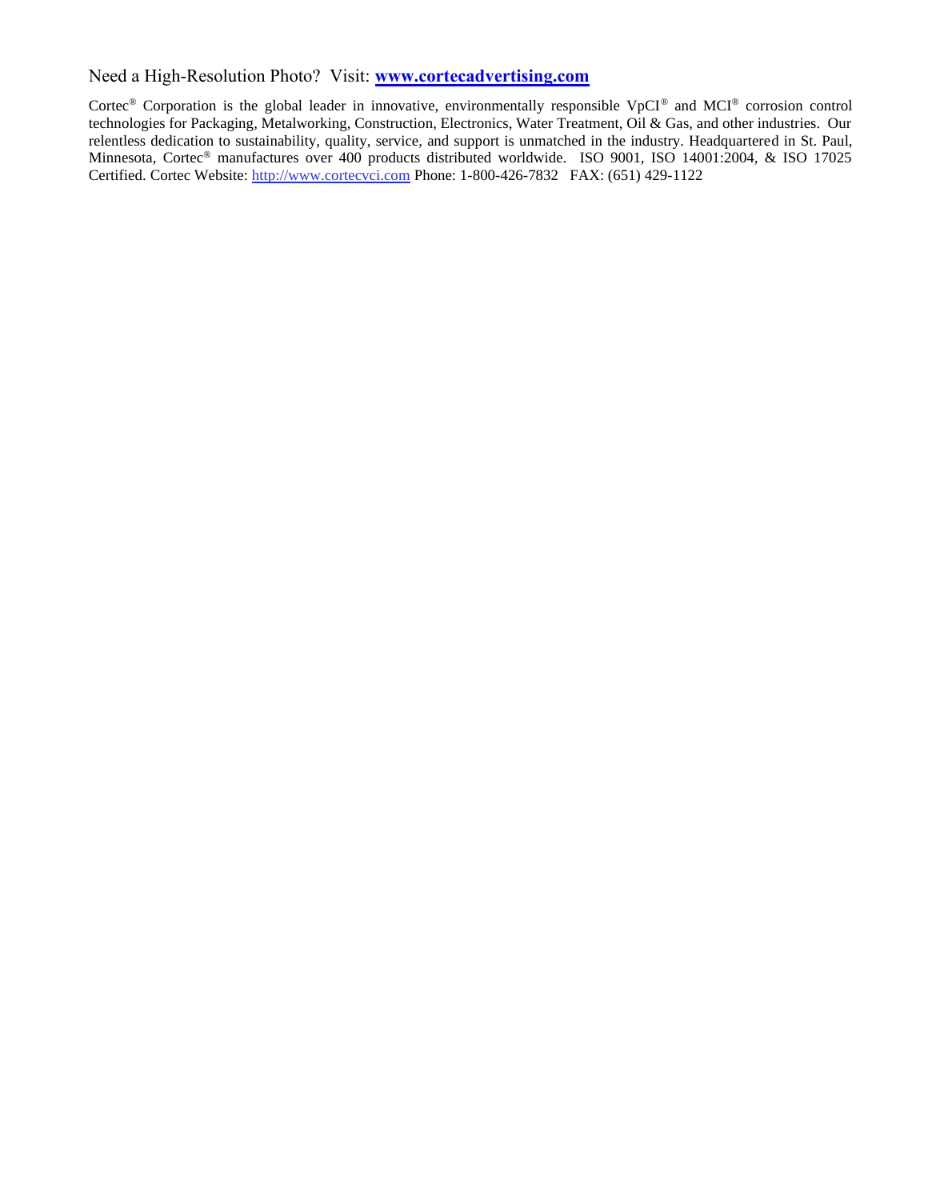Need a High-Resolution Photo? Visit: **[www.cortecadvertising.com](www.cortecadvertising.com)**

Cortec® Corporation is the global leader in innovative, environmentally responsible VpCI® and MCI® corrosion control technologies for Packaging, Metalworking, Construction, Electronics, Water Treatment, Oil & Gas, and other industries. Our relentless dedication to sustainability, quality, service, and support is unmatched in the industry. Headquartered in St. Paul, Minnesota, Cortec® manufactures over 400 products distributed worldwide. ISO 9001, ISO 14001:2004, & ISO 17025 Certified. Cortec Website: [http://www.cortecvci.com](http://www.cortecvci.com) Phone: 1-800-426-7832 FAX: (651) 429-1122